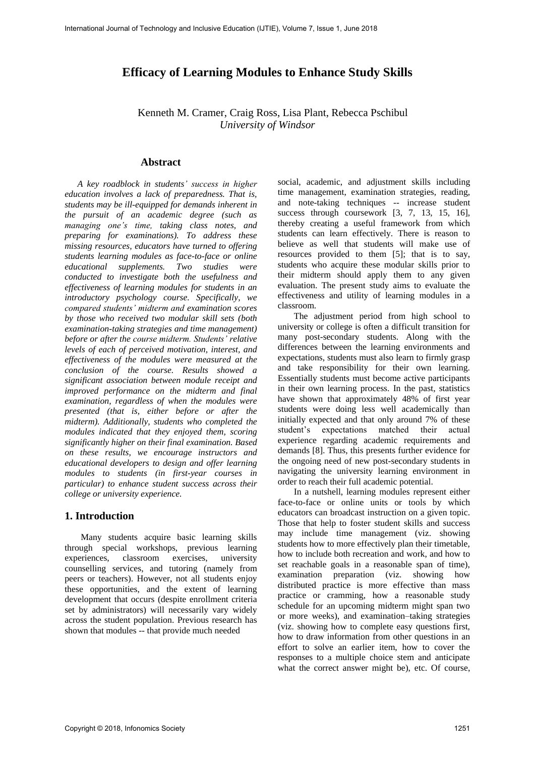# Efficacy of Learning Modules to Enhance Study Skills

Kenneth M. Cramer, Craig Ross, Lisa Plant, Rebecca Pschibul
*University of Windsor*

## Abstract

*A key roadblock in students' success in higher education involves a lack of preparedness. That is, students may be ill-equipped for demands inherent in the pursuit of an academic degree (such as managing one's time, taking class notes, and preparing for examinations). To address these missing resources, educators have turned to offering students learning modules as face-to-face or online educational supplements. Two studies were conducted to investigate both the usefulness and effectiveness of learning modules for students in an introductory psychology course. Specifically, we compared students' midterm and examination scores by those who received two modular skill sets (both examination-taking strategies and time management) before or after the course midterm. Students' relative levels of each of perceived motivation, interest, and effectiveness of the modules were measured at the conclusion of the course. Results showed a significant association between module receipt and improved performance on the midterm and final examination, regardless of when the modules were presented (that is, either before or after the midterm). Additionally, students who completed the modules indicated that they enjoyed them, scoring significantly higher on their final examination. Based on these results, we encourage instructors and educational developers to design and offer learning modules to students (in first-year courses in particular) to enhance student success across their college or university experience.*

## 1. Introduction

Many students acquire basic learning skills through special workshops, previous learning experiences, classroom exercises, university counselling services, and tutoring (namely from peers or teachers). However, not all students enjoy these opportunities, and the extent of learning development that occurs (despite enrollment criteria set by administrators) will necessarily vary widely across the student population. Previous research has shown that modules -- that provide much needed social, academic, and adjustment skills including time management, examination strategies, reading, and note-taking techniques -- increase student success through coursework [3, 7, 13, 15, 16], thereby creating a useful framework from which students can learn effectively. There is reason to believe as well that students will make use of resources provided to them [5]; that is to say, students who acquire these modular skills prior to their midterm should apply them to any given evaluation. The present study aims to evaluate the effectiveness and utility of learning modules in a classroom.

The adjustment period from high school to university or college is often a difficult transition for many post-secondary students. Along with the differences between the learning environments and expectations, students must also learn to firmly grasp and take responsibility for their own learning. Essentially students must become active participants in their own learning process. In the past, statistics have shown that approximately 48% of first year students were doing less well academically than initially expected and that only around 7% of these student's expectations matched their actual experience regarding academic requirements and demands [8]. Thus, this presents further evidence for the ongoing need of new post-secondary students in navigating the university learning environment in order to reach their full academic potential.

In a nutshell, learning modules represent either face-to-face or online units or tools by which educators can broadcast instruction on a given topic. Those that help to foster student skills and success may include time management (viz. showing students how to more effectively plan their timetable, how to include both recreation and work, and how to set reachable goals in a reasonable span of time), examination preparation (viz. showing how distributed practice is more effective than mass practice or cramming, how a reasonable study schedule for an upcoming midterm might span two or more weeks), and examination–taking strategies (viz. showing how to complete easy questions first, how to draw information from other questions in an effort to solve an earlier item, how to cover the responses to a multiple choice stem and anticipate what the correct answer might be), etc. Of course,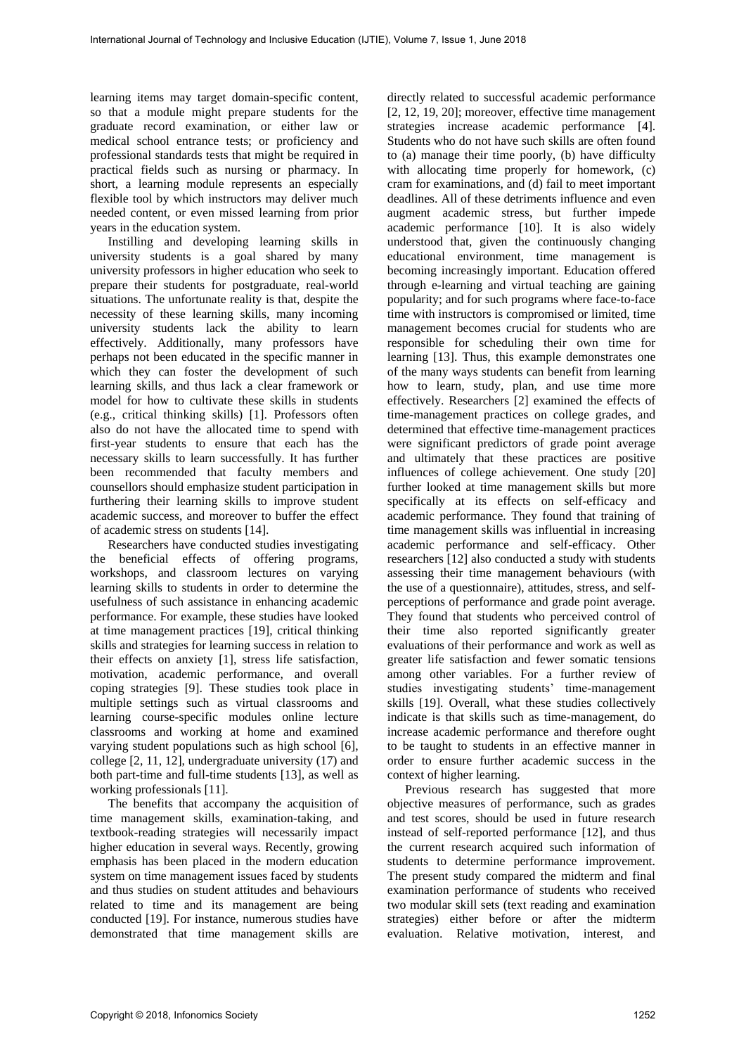learning items may target domain-specific content, so that a module might prepare students for the graduate record examination, or either law or medical school entrance tests; or proficiency and professional standards tests that might be required in practical fields such as nursing or pharmacy. In short, a learning module represents an especially flexible tool by which instructors may deliver much needed content, or even missed learning from prior years in the education system.

Instilling and developing learning skills in university students is a goal shared by many university professors in higher education who seek to prepare their students for postgraduate, real-world situations. The unfortunate reality is that, despite the necessity of these learning skills, many incoming university students lack the ability to learn effectively. Additionally, many professors have perhaps not been educated in the specific manner in which they can foster the development of such learning skills, and thus lack a clear framework or model for how to cultivate these skills in students (e.g., critical thinking skills) [1]. Professors often also do not have the allocated time to spend with first-year students to ensure that each has the necessary skills to learn successfully. It has further been recommended that faculty members and counsellors should emphasize student participation in furthering their learning skills to improve student academic success, and moreover to buffer the effect of academic stress on students [14].

Researchers have conducted studies investigating the beneficial effects of offering programs, workshops, and classroom lectures on varying learning skills to students in order to determine the usefulness of such assistance in enhancing academic performance. For example, these studies have looked at time management practices [19], critical thinking skills and strategies for learning success in relation to their effects on anxiety [1], stress life satisfaction, motivation, academic performance, and overall coping strategies [9]. These studies took place in multiple settings such as virtual classrooms and learning course-specific modules online lecture classrooms and working at home and examined varying student populations such as high school [6], college [2, 11, 12], undergraduate university (17) and both part-time and full-time students [13], as well as working professionals [11].

The benefits that accompany the acquisition of time management skills, examination-taking, and textbook-reading strategies will necessarily impact higher education in several ways. Recently, growing emphasis has been placed in the modern education system on time management issues faced by students and thus studies on student attitudes and behaviours related to time and its management are being conducted [19]. For instance, numerous studies have demonstrated that time management skills are directly related to successful academic performance [2, 12, 19, 20]; moreover, effective time management strategies increase academic performance [4]. Students who do not have such skills are often found to (a) manage their time poorly, (b) have difficulty with allocating time properly for homework, (c) cram for examinations, and (d) fail to meet important deadlines. All of these detriments influence and even augment academic stress, but further impede academic performance [10]. It is also widely understood that, given the continuously changing educational environment, time management is becoming increasingly important. Education offered through e-learning and virtual teaching are gaining popularity; and for such programs where face-to-face time with instructors is compromised or limited, time management becomes crucial for students who are responsible for scheduling their own time for learning [13]. Thus, this example demonstrates one of the many ways students can benefit from learning how to learn, study, plan, and use time more effectively. Researchers [2] examined the effects of time-management practices on college grades, and determined that effective time-management practices were significant predictors of grade point average and ultimately that these practices are positive influences of college achievement. One study [20] further looked at time management skills but more specifically at its effects on self-efficacy and academic performance. They found that training of time management skills was influential in increasing academic performance and self-efficacy. Other researchers [12] also conducted a study with students assessing their time management behaviours (with the use of a questionnaire), attitudes, stress, and self-perceptions of performance and grade point average. They found that students who perceived control of their time also reported significantly greater evaluations of their performance and work as well as greater life satisfaction and fewer somatic tensions among other variables. For a further review of studies investigating students' time-management skills [19]. Overall, what these studies collectively indicate is that skills such as time-management, do increase academic performance and therefore ought to be taught to students in an effective manner in order to ensure further academic success in the context of higher learning.

Previous research has suggested that more objective measures of performance, such as grades and test scores, should be used in future research instead of self-reported performance [12], and thus the current research acquired such information of students to determine performance improvement. The present study compared the midterm and final examination performance of students who received two modular skill sets (text reading and examination strategies) either before or after the midterm evaluation. Relative motivation, interest, and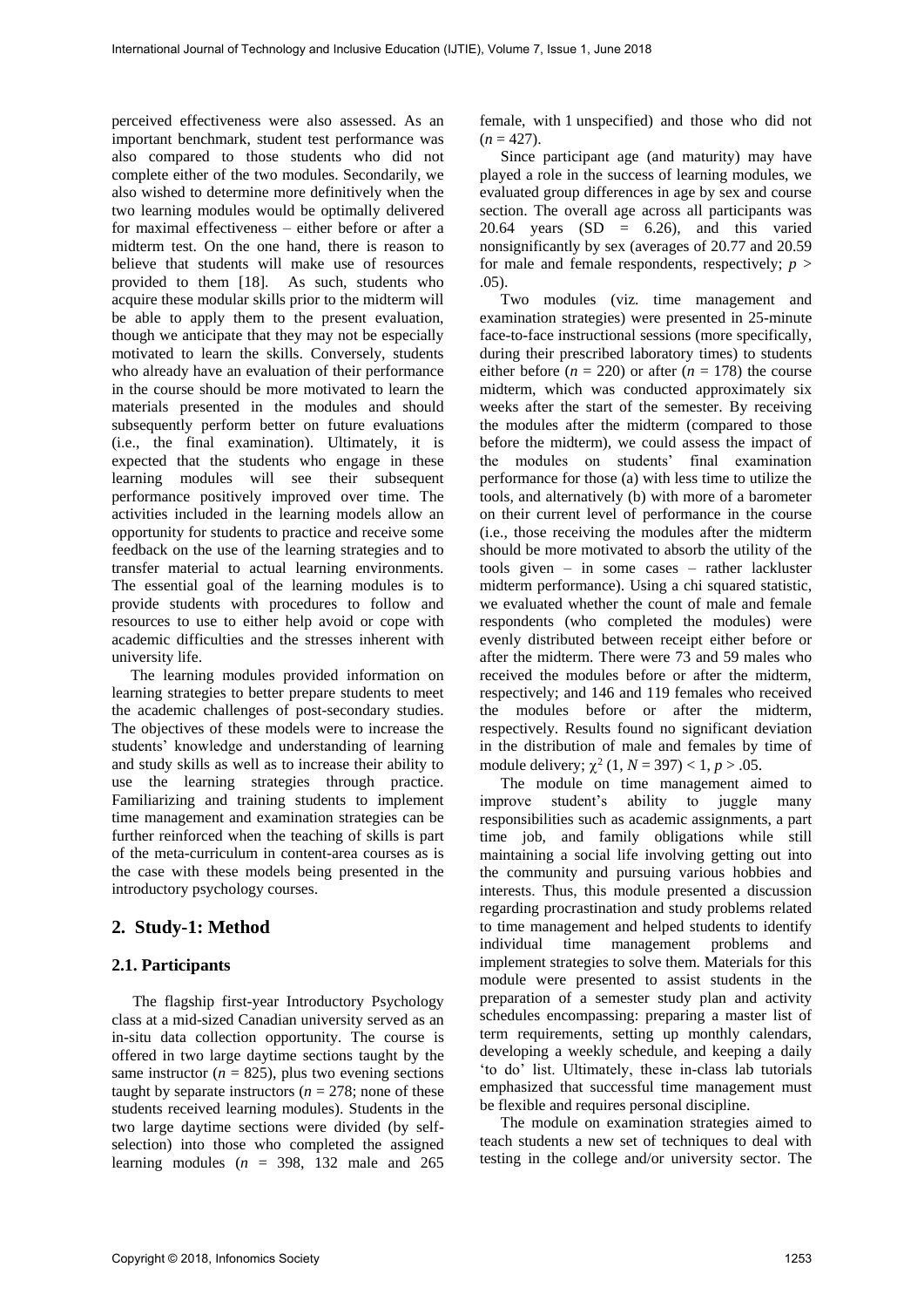perceived effectiveness were also assessed. As an important benchmark, student test performance was also compared to those students who did not complete either of the two modules. Secondarily, we also wished to determine more definitively when the two learning modules would be optimally delivered for maximal effectiveness – either before or after a midterm test. On the one hand, there is reason to believe that students will make use of resources provided to them [18]. As such, students who acquire these modular skills prior to the midterm will be able to apply them to the present evaluation, though we anticipate that they may not be especially motivated to learn the skills. Conversely, students who already have an evaluation of their performance in the course should be more motivated to learn the materials presented in the modules and should subsequently perform better on future evaluations (i.e., the final examination). Ultimately, it is expected that the students who engage in these learning modules will see their subsequent performance positively improved over time. The activities included in the learning models allow an opportunity for students to practice and receive some feedback on the use of the learning strategies and to transfer material to actual learning environments. The essential goal of the learning modules is to provide students with procedures to follow and resources to use to either help avoid or cope with academic difficulties and the stresses inherent with university life.

The learning modules provided information on learning strategies to better prepare students to meet the academic challenges of post-secondary studies. The objectives of these models were to increase the students' knowledge and understanding of learning and study skills as well as to increase their ability to use the learning strategies through practice. Familiarizing and training students to implement time management and examination strategies can be further reinforced when the teaching of skills is part of the meta-curriculum in content-area courses as is the case with these models being presented in the introductory psychology courses.

## 2. Study-1: Method

### 2.1. Participants

The flagship first-year Introductory Psychology class at a mid-sized Canadian university served as an in-situ data collection opportunity. The course is offered in two large daytime sections taught by the same instructor ($n$ = 825), plus two evening sections taught by separate instructors ($n$ = 278; none of these students received learning modules). Students in the two large daytime sections were divided (by self-selection) into those who completed the assigned learning modules ($n$ = 398, 132 male and 265 female, with 1 unspecified) and those who did not ($n$ = 427).

Since participant age (and maturity) may have played a role in the success of learning modules, we evaluated group differences in age by sex and course section. The overall age across all participants was 20.64 years (SD = 6.26), and this varied nonsignificantly by sex (averages of 20.77 and 20.59 for male and female respondents, respectively; $p$ > .05).

Two modules (viz. time management and examination strategies) were presented in 25-minute face-to-face instructional sessions (more specifically, during their prescribed laboratory times) to students either before ($n$ = 220) or after ($n$ = 178) the course midterm, which was conducted approximately six weeks after the start of the semester. By receiving the modules after the midterm (compared to those before the midterm), we could assess the impact of the modules on students' final examination performance for those (a) with less time to utilize the tools, and alternatively (b) with more of a barometer on their current level of performance in the course (i.e., those receiving the modules after the midterm should be more motivated to absorb the utility of the tools given – in some cases – rather lackluster midterm performance). Using a chi squared statistic, we evaluated whether the count of male and female respondents (who completed the modules) were evenly distributed between receipt either before or after the midterm. There were 73 and 59 males who received the modules before or after the midterm, respectively; and 146 and 119 females who received the modules before or after the midterm, respectively. Results found no significant deviation in the distribution of male and females by time of module delivery; $\chi^2$ (1, $N$ = 397) < 1, $p$ > .05.

The module on time management aimed to improve student's ability to juggle many responsibilities such as academic assignments, a part time job, and family obligations while still maintaining a social life involving getting out into the community and pursuing various hobbies and interests. Thus, this module presented a discussion regarding procrastination and study problems related to time management and helped students to identify individual time management problems and implement strategies to solve them. Materials for this module were presented to assist students in the preparation of a semester study plan and activity schedules encompassing: preparing a master list of term requirements, setting up monthly calendars, developing a weekly schedule, and keeping a daily 'to do' list. Ultimately, these in-class lab tutorials emphasized that successful time management must be flexible and requires personal discipline.

The module on examination strategies aimed to teach students a new set of techniques to deal with testing in the college and/or university sector. The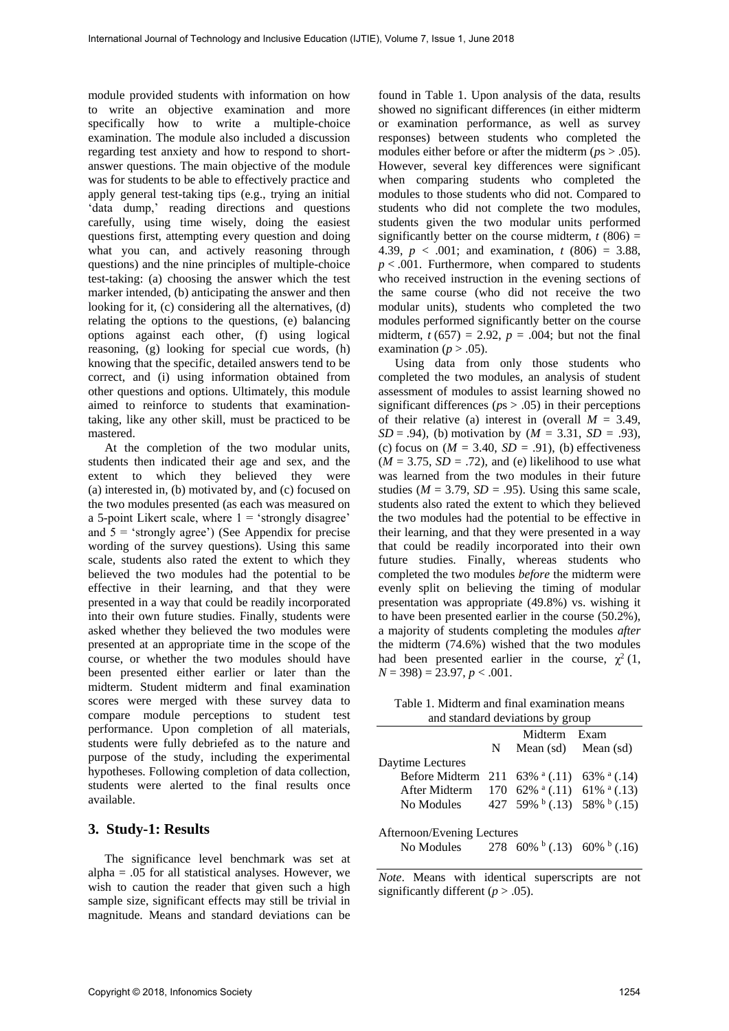module provided students with information on how to write an objective examination and more specifically how to write a multiple-choice examination. The module also included a discussion regarding test anxiety and how to respond to short-answer questions. The main objective of the module was for students to be able to effectively practice and apply general test-taking tips (e.g., trying an initial 'data dump,' reading directions and questions carefully, using time wisely, doing the easiest questions first, attempting every question and doing what you can, and actively reasoning through questions) and the nine principles of multiple-choice test-taking: (a) choosing the answer which the test marker intended, (b) anticipating the answer and then looking for it, (c) considering all the alternatives, (d) relating the options to the questions, (e) balancing options against each other, (f) using logical reasoning, (g) looking for special cue words, (h) knowing that the specific, detailed answers tend to be correct, and (i) using information obtained from other questions and options. Ultimately, this module aimed to reinforce to students that examination-taking, like any other skill, must be practiced to be mastered.

At the completion of the two modular units, students then indicated their age and sex, and the extent to which they believed they were (a) interested in, (b) motivated by, and (c) focused on the two modules presented (as each was measured on a 5-point Likert scale, where 1 = 'strongly disagree' and 5 = 'strongly agree') (See Appendix for precise wording of the survey questions). Using this same scale, students also rated the extent to which they believed the two modules had the potential to be effective in their learning, and that they were presented in a way that could be readily incorporated into their own future studies. Finally, students were asked whether they believed the two modules were presented at an appropriate time in the scope of the course, or whether the two modules should have been presented either earlier or later than the midterm. Student midterm and final examination scores were merged with these survey data to compare module perceptions to student test performance. Upon completion of all materials, students were fully debriefed as to the nature and purpose of the study, including the experimental hypotheses. Following completion of data collection, students were alerted to the final results once available.

## 3. Study-1: Results

The significance level benchmark was set at alpha = .05 for all statistical analyses. However, we wish to caution the reader that given such a high sample size, significant effects may still be trivial in magnitude. Means and standard deviations can be found in Table 1. Upon analysis of the data, results showed no significant differences (in either midterm or examination performance, as well as survey responses) between students who completed the modules either before or after the midterm (*p*s > .05). However, several key differences were significant when comparing students who completed the modules to those students who did not. Compared to students who did not complete the two modules, students given the two modular units performed significantly better on the course midterm, $t\,(806) = 4.39$, $p < .001$; and examination, $t\,(806) = 3.88$, $p < .001$. Furthermore, when compared to students who received instruction in the evening sections of the same course (who did not receive the two modular units), students who completed the two modules performed significantly better on the course midterm, $t\,(657) = 2.92$, $p = .004$; but not the final examination ($p > .05$).

Using data from only those students who completed the two modules, an analysis of student assessment of modules to assist learning showed no significant differences (*p*s > .05) in their perceptions of their relative (a) interest in (overall $M = 3.49$, $SD = .94$), (b) motivation by ($M = 3.31$, $SD = .93$), (c) focus on ($M = 3.40$, $SD = .91$), (b) effectiveness ($M = 3.75$, $SD = .72$), and (e) likelihood to use what was learned from the two modules in their future studies ($M = 3.79$, $SD = .95$). Using this same scale, students also rated the extent to which they believed the two modules had the potential to be effective in their learning, and that they were presented in a way that could be readily incorporated into their own future studies. Finally, whereas students who completed the two modules *before* the midterm were evenly split on believing the timing of modular presentation was appropriate (49.8%) vs. wishing it to have been presented earlier in the course (50.2%), a majority of students completing the modules *after* the midterm (74.6%) wished that the two modules had been presented earlier in the course, $\chi^2\,(1, N = 398) = 23.97$, $p < .001$.

Table 1. Midterm and final examination means and standard deviations by group

| | N | Midterm Mean (sd) | Exam Mean (sd) |
|---|---|---|---|
| Daytime Lectures | | | |
| Before Midterm | 211 | 63% $^{a}$ (.11) | 63% $^{a}$ (.14) |
| After Midterm | 170 | 62% $^{a}$ (.11) | 61% $^{a}$ (.13) |
| No Modules | 427 | 59% $^{b}$ (.13) | 58% $^{b}$ (.15) |
| Afternoon/Evening Lectures | | | |
| No Modules | 278 | 60% $^{b}$ (.13) | 60% $^{b}$ (.16) |

*Note*. Means with identical superscripts are not significantly different ($p > .05$).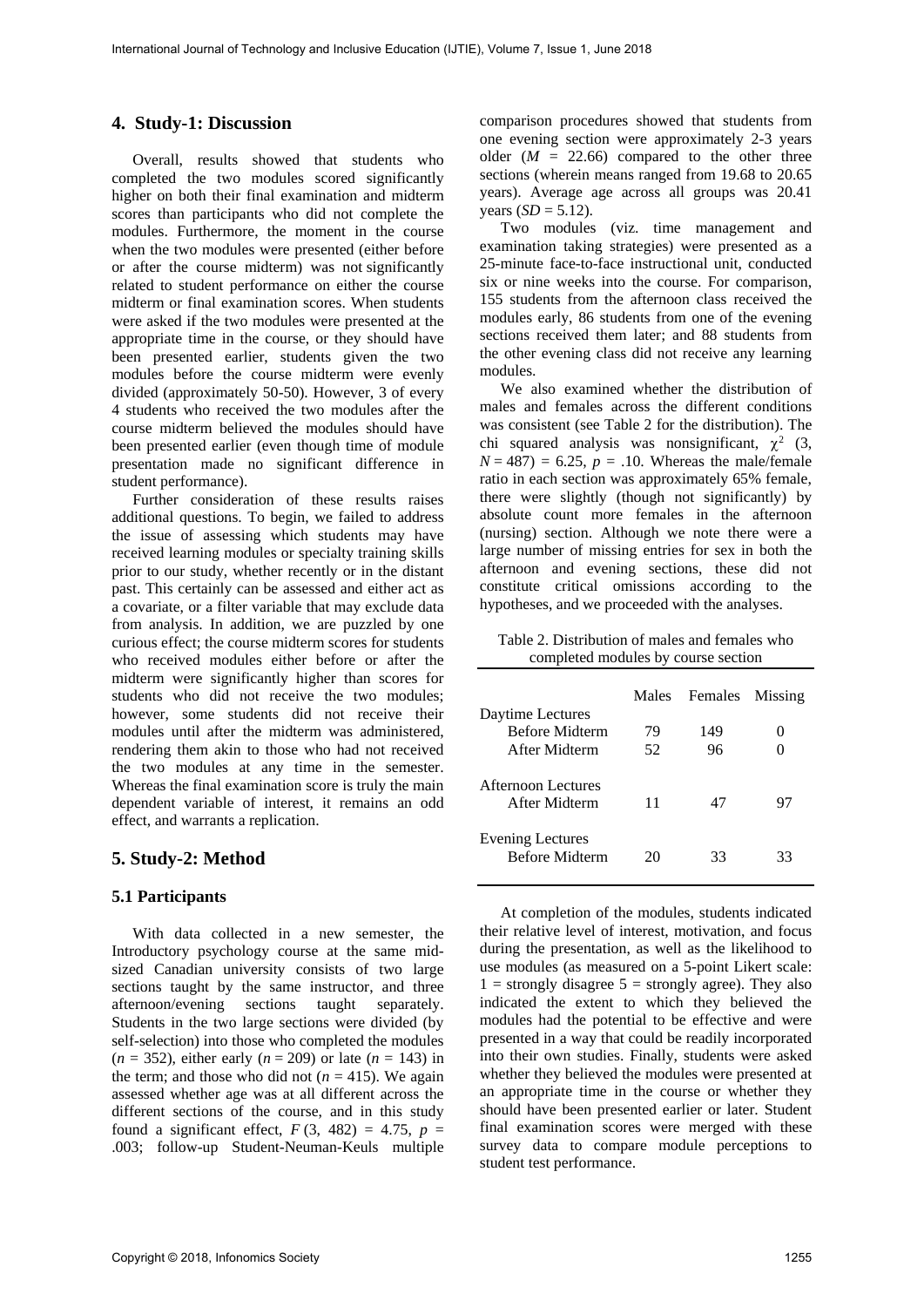## 4. Study-1: Discussion

Overall, results showed that students who completed the two modules scored significantly higher on both their final examination and midterm scores than participants who did not complete the modules. Furthermore, the moment in the course when the two modules were presented (either before or after the course midterm) was not significantly related to student performance on either the course midterm or final examination scores. When students were asked if the two modules were presented at the appropriate time in the course, or they should have been presented earlier, students given the two modules before the course midterm were evenly divided (approximately 50-50). However, 3 of every 4 students who received the two modules after the course midterm believed the modules should have been presented earlier (even though time of module presentation made no significant difference in student performance).

Further consideration of these results raises additional questions. To begin, we failed to address the issue of assessing which students may have received learning modules or specialty training skills prior to our study, whether recently or in the distant past. This certainly can be assessed and either act as a covariate, or a filter variable that may exclude data from analysis. In addition, we are puzzled by one curious effect; the course midterm scores for students who received modules either before or after the midterm were significantly higher than scores for students who did not receive the two modules; however, some students did not receive their modules until after the midterm was administered, rendering them akin to those who had not received the two modules at any time in the semester. Whereas the final examination score is truly the main dependent variable of interest, it remains an odd effect, and warrants a replication.

## 5. Study-2: Method

### 5.1 Participants

With data collected in a new semester, the Introductory psychology course at the same mid-sized Canadian university consists of two large sections taught by the same instructor, and three afternoon/evening sections taught separately. Students in the two large sections were divided (by self-selection) into those who completed the modules (*n* = 352), either early (*n* = 209) or late (*n* = 143) in the term; and those who did not (*n* = 415). We again assessed whether age was at all different across the different sections of the course, and in this study found a significant effect, $F$ (3, 482) = 4.75, $p$ = .003; follow-up Student-Neuman-Keuls multiple comparison procedures showed that students from one evening section were approximately 2-3 years older ($M$ = 22.66) compared to the other three sections (wherein means ranged from 19.68 to 20.65 years). Average age across all groups was 20.41 years ($SD$ = 5.12).

Two modules (viz. time management and examination taking strategies) were presented as a 25-minute face-to-face instructional unit, conducted six or nine weeks into the course. For comparison, 155 students from the afternoon class received the modules early, 86 students from one of the evening sections received them later; and 88 students from the other evening class did not receive any learning modules.

We also examined whether the distribution of males and females across the different conditions was consistent (see Table 2 for the distribution). The chi squared analysis was nonsignificant, $\chi^2$ (3, $N$ = 487) = 6.25, $p$ = .10. Whereas the male/female ratio in each section was approximately 65% female, there were slightly (though not significantly) by absolute count more females in the afternoon (nursing) section. Although we note there were a large number of missing entries for sex in both the afternoon and evening sections, these did not constitute critical omissions according to the hypotheses, and we proceeded with the analyses.

Table 2. Distribution of males and females who completed modules by course section

| | Males | Females | Missing |
|---|---|---|---|
| Daytime Lectures | | | |
| Before Midterm | 79 | 149 | 0 |
| After Midterm | 52 | 96 | 0 |
| Afternoon Lectures | | | |
| After Midterm | 11 | 47 | 97 |
| Evening Lectures | | | |
| Before Midterm | 20 | 33 | 33 |

At completion of the modules, students indicated their relative level of interest, motivation, and focus during the presentation, as well as the likelihood to use modules (as measured on a 5-point Likert scale: 1 = strongly disagree 5 = strongly agree). They also indicated the extent to which they believed the modules had the potential to be effective and were presented in a way that could be readily incorporated into their own studies. Finally, students were asked whether they believed the modules were presented at an appropriate time in the course or whether they should have been presented earlier or later. Student final examination scores were merged with these survey data to compare module perceptions to student test performance.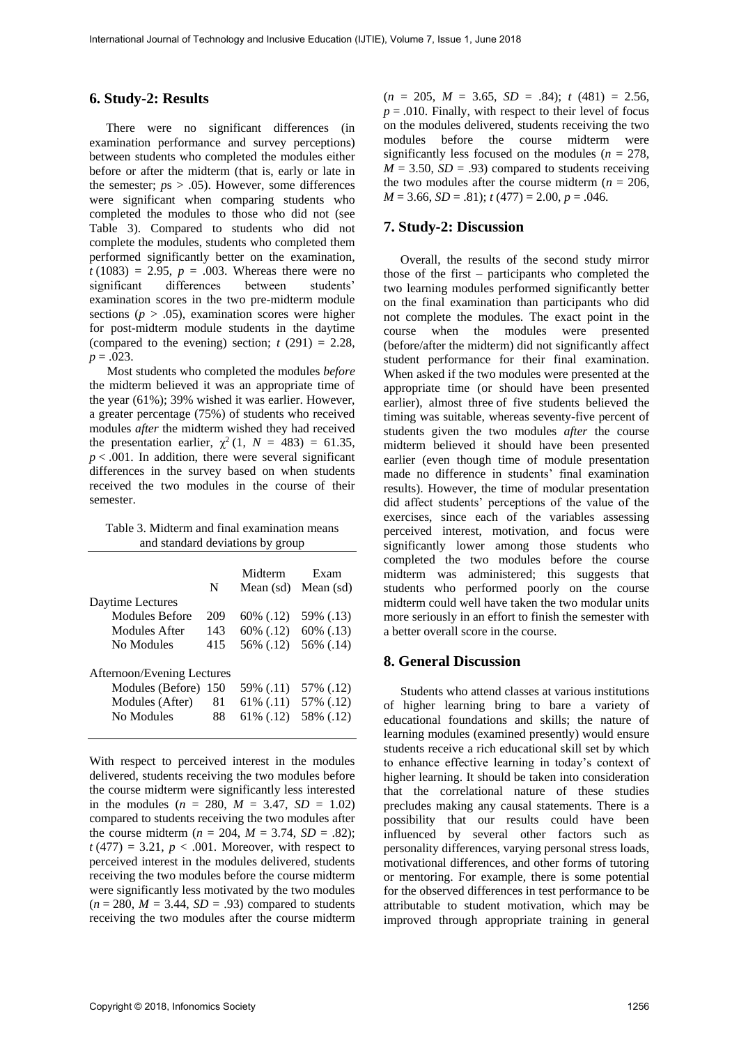## 6. Study-2: Results

There were no significant differences (in examination performance and survey perceptions) between students who completed the modules either before or after the midterm (that is, early or late in the semester; *p*s > .05). However, some differences were significant when comparing students who completed the modules to those who did not (see Table 3). Compared to students who did not complete the modules, students who completed them performed significantly better on the examination, $t\,(1083) = 2.95$, $p = .003$. Whereas there were no significant differences between students' examination scores in the two pre-midterm module sections ($p > .05$), examination scores were higher for post-midterm module students in the daytime (compared to the evening) section; $t\,(291) = 2.28$, $p = .023$.

Most students who completed the modules *before* the midterm believed it was an appropriate time of the year (61%); 39% wished it was earlier. However, a greater percentage (75%) of students who received modules *after* the midterm wished they had received the presentation earlier, $\chi^2\,(1,\ N = 483) = 61.35$, $p < .001$. In addition, there were several significant differences in the survey based on when students received the two modules in the course of their semester.

Table 3. Midterm and final examination means and standard deviations by group

| | N | Midterm Mean (sd) | Exam Mean (sd) |
|---|---|---|---|
| Daytime Lectures | | | |
| Modules Before | 209 | 60% (.12) | 59% (.13) |
| Modules After | 143 | 60% (.12) | 60% (.13) |
| No Modules | 415 | 56% (.12) | 56% (.14) |
| Afternoon/Evening Lectures | | | |
| Modules (Before) | 150 | 59% (.11) | 57% (.12) |
| Modules (After) | 81 | 61% (.11) | 57% (.12) |
| No Modules | 88 | 61% (.12) | 58% (.12) |

With respect to perceived interest in the modules delivered, students receiving the two modules before the course midterm were significantly less interested in the modules ($n = 280$, $M = 3.47$, $SD = 1.02$) compared to students receiving the two modules after the course midterm ($n = 204$, $M = 3.74$, $SD = .82$); $t\,(477) = 3.21$, $p < .001$. Moreover, with respect to perceived interest in the modules delivered, students receiving the two modules before the course midterm were significantly less motivated by the two modules ($n = 280$, $M = 3.44$, $SD = .93$) compared to students receiving the two modules after the course midterm ($n = 205$, $M = 3.65$, $SD = .84$); $t\,(481) = 2.56$, $p = .010$. Finally, with respect to their level of focus on the modules delivered, students receiving the two modules before the course midterm were significantly less focused on the modules ($n = 278$, $M = 3.50$, $SD = .93$) compared to students receiving the two modules after the course midterm ($n = 206$, $M = 3.66$, $SD = .81$); $t\,(477) = 2.00$, $p = .046$.

## 7. Study-2: Discussion

Overall, the results of the second study mirror those of the first – participants who completed the two learning modules performed significantly better on the final examination than participants who did not complete the modules. The exact point in the course when the modules were presented (before/after the midterm) did not significantly affect student performance for their final examination. When asked if the two modules were presented at the appropriate time (or should have been presented earlier), almost three of five students believed the timing was suitable, whereas seventy-five percent of students given the two modules *after* the course midterm believed it should have been presented earlier (even though time of module presentation made no difference in students' final examination results). However, the time of modular presentation did affect students' perceptions of the value of the exercises, since each of the variables assessing perceived interest, motivation, and focus were significantly lower among those students who completed the two modules before the course midterm was administered; this suggests that students who performed poorly on the course midterm could well have taken the two modular units more seriously in an effort to finish the semester with a better overall score in the course.

## 8. General Discussion

Students who attend classes at various institutions of higher learning bring to bare a variety of educational foundations and skills; the nature of learning modules (examined presently) would ensure students receive a rich educational skill set by which to enhance effective learning in today's context of higher learning. It should be taken into consideration that the correlational nature of these studies precludes making any causal statements. There is a possibility that our results could have been influenced by several other factors such as personality differences, varying personal stress loads, motivational differences, and other forms of tutoring or mentoring. For example, there is some potential for the observed differences in test performance to be attributable to student motivation, which may be improved through appropriate training in general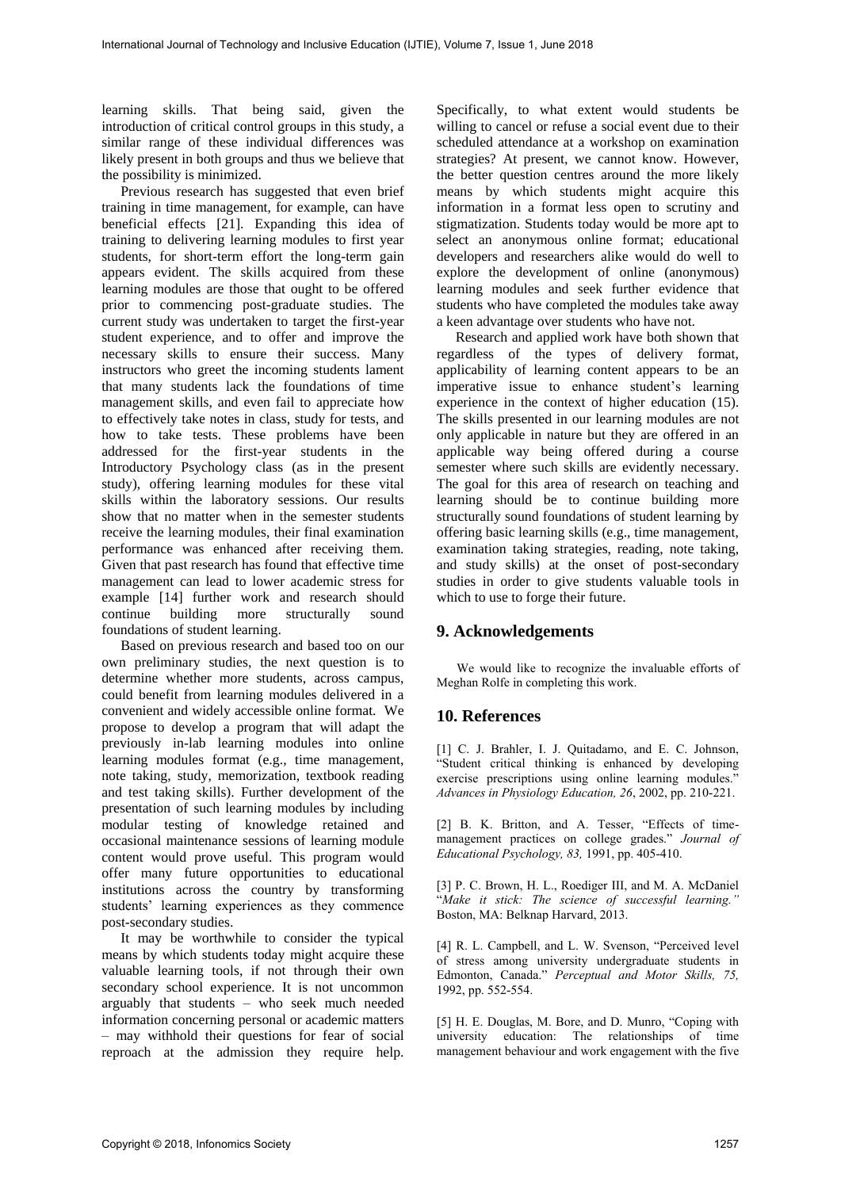learning skills. That being said, given the introduction of critical control groups in this study, a similar range of these individual differences was likely present in both groups and thus we believe that the possibility is minimized.

Previous research has suggested that even brief training in time management, for example, can have beneficial effects [21]. Expanding this idea of training to delivering learning modules to first year students, for short-term effort the long-term gain appears evident. The skills acquired from these learning modules are those that ought to be offered prior to commencing post-graduate studies. The current study was undertaken to target the first-year student experience, and to offer and improve the necessary skills to ensure their success. Many instructors who greet the incoming students lament that many students lack the foundations of time management skills, and even fail to appreciate how to effectively take notes in class, study for tests, and how to take tests. These problems have been addressed for the first-year students in the Introductory Psychology class (as in the present study), offering learning modules for these vital skills within the laboratory sessions. Our results show that no matter when in the semester students receive the learning modules, their final examination performance was enhanced after receiving them. Given that past research has found that effective time management can lead to lower academic stress for example [14] further work and research should continue building more structurally sound foundations of student learning.

Based on previous research and based too on our own preliminary studies, the next question is to determine whether more students, across campus, could benefit from learning modules delivered in a convenient and widely accessible online format. We propose to develop a program that will adapt the previously in-lab learning modules into online learning modules format (e.g., time management, note taking, study, memorization, textbook reading and test taking skills). Further development of the presentation of such learning modules by including modular testing of knowledge retained and occasional maintenance sessions of learning module content would prove useful. This program would offer many future opportunities to educational institutions across the country by transforming students' learning experiences as they commence post-secondary studies.

It may be worthwhile to consider the typical means by which students today might acquire these valuable learning tools, if not through their own secondary school experience. It is not uncommon arguably that students – who seek much needed information concerning personal or academic matters – may withhold their questions for fear of social reproach at the admission they require help. Specifically, to what extent would students be willing to cancel or refuse a social event due to their scheduled attendance at a workshop on examination strategies? At present, we cannot know. However, the better question centres around the more likely means by which students might acquire this information in a format less open to scrutiny and stigmatization. Students today would be more apt to select an anonymous online format; educational developers and researchers alike would do well to explore the development of online (anonymous) learning modules and seek further evidence that students who have completed the modules take away a keen advantage over students who have not.

Research and applied work have both shown that regardless of the types of delivery format, applicability of learning content appears to be an imperative issue to enhance student's learning experience in the context of higher education (15). The skills presented in our learning modules are not only applicable in nature but they are offered in an applicable way being offered during a course semester where such skills are evidently necessary. The goal for this area of research on teaching and learning should be to continue building more structurally sound foundations of student learning by offering basic learning skills (e.g., time management, examination taking strategies, reading, note taking, and study skills) at the onset of post-secondary studies in order to give students valuable tools in which to use to forge their future.

## 9. Acknowledgements

We would like to recognize the invaluable efforts of Meghan Rolfe in completing this work.

## 10. References

[1] C. J. Brahler, I. J. Quitadamo, and E. C. Johnson, "Student critical thinking is enhanced by developing exercise prescriptions using online learning modules." *Advances in Physiology Education, 26*, 2002, pp. 210-221.

[2] B. K. Britton, and A. Tesser, "Effects of time-management practices on college grades." *Journal of Educational Psychology, 83,* 1991, pp. 405-410.

[3] P. C. Brown, H. L., Roediger III, and M. A. McDaniel "*Make it stick: The science of successful learning."* Boston, MA: Belknap Harvard, 2013.

[4] R. L. Campbell, and L. W. Svenson, "Perceived level of stress among university undergraduate students in Edmonton, Canada." *Perceptual and Motor Skills, 75,* 1992, pp. 552-554.

[5] H. E. Douglas, M. Bore, and D. Munro, "Coping with university education: The relationships of time management behaviour and work engagement with the five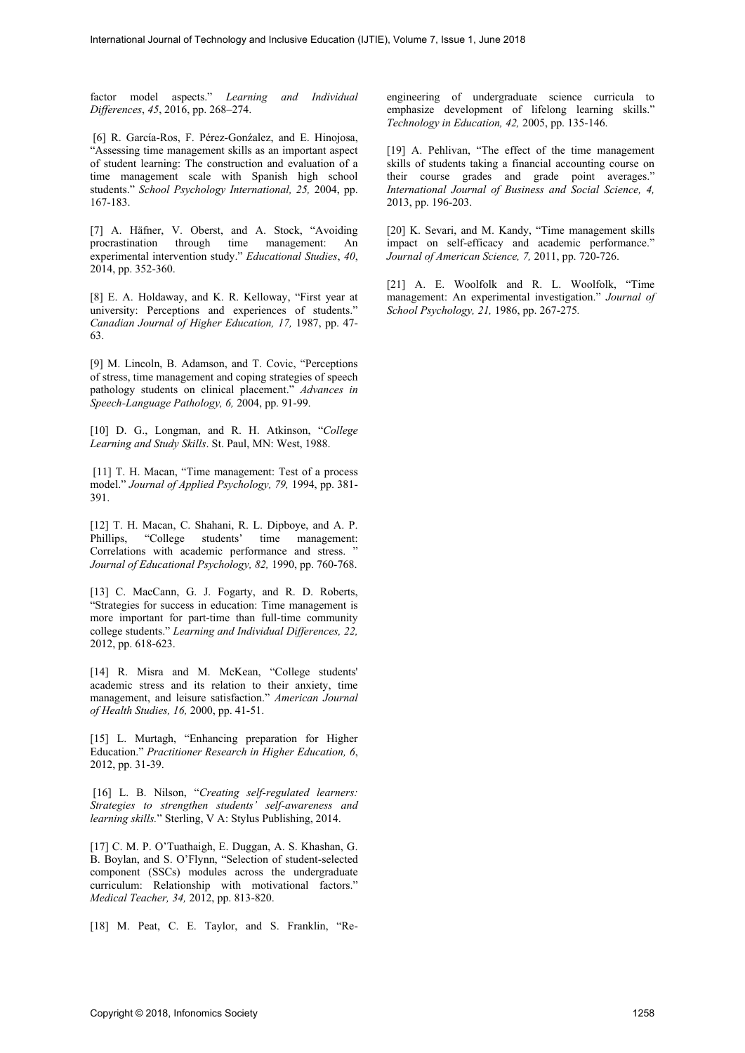factor model aspects." *Learning and Individual Differences*, *45*, 2016, pp. 268–274.

[6] R. García-Ros, F. Pérez-Gonźalez, and E. Hinojosa, "Assessing time management skills as an important aspect of student learning: The construction and evaluation of a time management scale with Spanish high school students." *School Psychology International, 25,* 2004, pp. 167-183.

[7] A. Häfner, V. Oberst, and A. Stock, "Avoiding procrastination through time management: An experimental intervention study." *Educational Studies*, *40*, 2014, pp. 352-360.

[8] E. A. Holdaway, and K. R. Kelloway, "First year at university: Perceptions and experiences of students." *Canadian Journal of Higher Education, 17,* 1987, pp. 47-63.

[9] M. Lincoln, B. Adamson, and T. Covic, "Perceptions of stress, time management and coping strategies of speech pathology students on clinical placement." *Advances in Speech-Language Pathology, 6,* 2004, pp. 91-99.

[10] D. G., Longman, and R. H. Atkinson, "*College Learning and Study Skills*. St. Paul, MN: West, 1988.

[11] T. H. Macan, "Time management: Test of a process model." *Journal of Applied Psychology, 79,* 1994, pp. 381-391.

[12] T. H. Macan, C. Shahani, R. L. Dipboye, and A. P. Phillips, "College students' time management: Correlations with academic performance and stress. " *Journal of Educational Psychology, 82,* 1990, pp. 760-768.

[13] C. MacCann, G. J. Fogarty, and R. D. Roberts, "Strategies for success in education: Time management is more important for part-time than full-time community college students." *Learning and Individual Differences, 22,* 2012, pp. 618-623.

[14] R. Misra and M. McKean, "College students' academic stress and its relation to their anxiety, time management, and leisure satisfaction." *American Journal of Health Studies, 16,* 2000, pp. 41-51.

[15] L. Murtagh, "Enhancing preparation for Higher Education." *Practitioner Research in Higher Education, 6*, 2012, pp. 31-39.

[16] L. B. Nilson, "*Creating self-regulated learners: Strategies to strengthen students' self-awareness and learning skills.*" Sterling, V A: Stylus Publishing, 2014.

[17] C. M. P. O'Tuathaigh, E. Duggan, A. S. Khashan, G. B. Boylan, and S. O'Flynn, "Selection of student-selected component (SSCs) modules across the undergraduate curriculum: Relationship with motivational factors." *Medical Teacher, 34,* 2012, pp. 813-820.

[18] M. Peat, C. E. Taylor, and S. Franklin, "Re-engineering of undergraduate science curricula to emphasize development of lifelong learning skills." *Technology in Education, 42,* 2005, pp. 135-146.

[19] A. Pehlivan, "The effect of the time management skills of students taking a financial accounting course on their course grades and grade point averages." *International Journal of Business and Social Science, 4,* 2013, pp. 196-203.

[20] K. Sevari, and M. Kandy, "Time management skills impact on self-efficacy and academic performance." *Journal of American Science, 7,* 2011, pp. 720-726.

[21] A. E. Woolfolk and R. L. Woolfolk, "Time management: An experimental investigation." *Journal of School Psychology, 21,* 1986, pp. 267-275*.*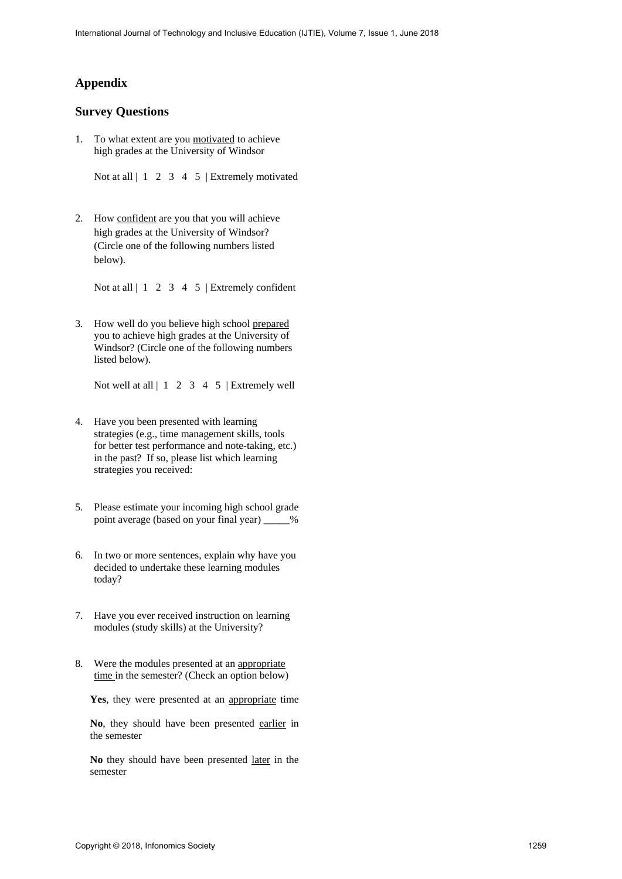## Appendix

### Survey Questions

1. To what extent are you <u>motivated</u> to achieve high grades at the University of Windsor

   Not at all | 1 2 3 4 5 | Extremely motivated

2. How <u>confident</u> are you that you will achieve high grades at the University of Windsor? (Circle one of the following numbers listed below).

   Not at all | 1 2 3 4 5 | Extremely confident

3. How well do you believe high school <u>prepared</u> you to achieve high grades at the University of Windsor? (Circle one of the following numbers listed below).

   Not well at all | 1 2 3 4 5 | Extremely well

4. Have you been presented with learning strategies (e.g., time management skills, tools for better test performance and note-taking, etc.) in the past? If so, please list which learning strategies you received:

5. Please estimate your incoming high school grade point average (based on your final year) _____%

6. In two or more sentences, explain why have you decided to undertake these learning modules today?

7. Have you ever received instruction on learning modules (study skills) at the University?

8. Were the modules presented at an <u>appropriate time</u> in the semester? (Check an option below)

   **Yes**, they were presented at an <u>appropriate</u> time

   **No**, they should have been presented <u>earlier</u> in the semester

   **No** they should have been presented <u>later</u> in the semester